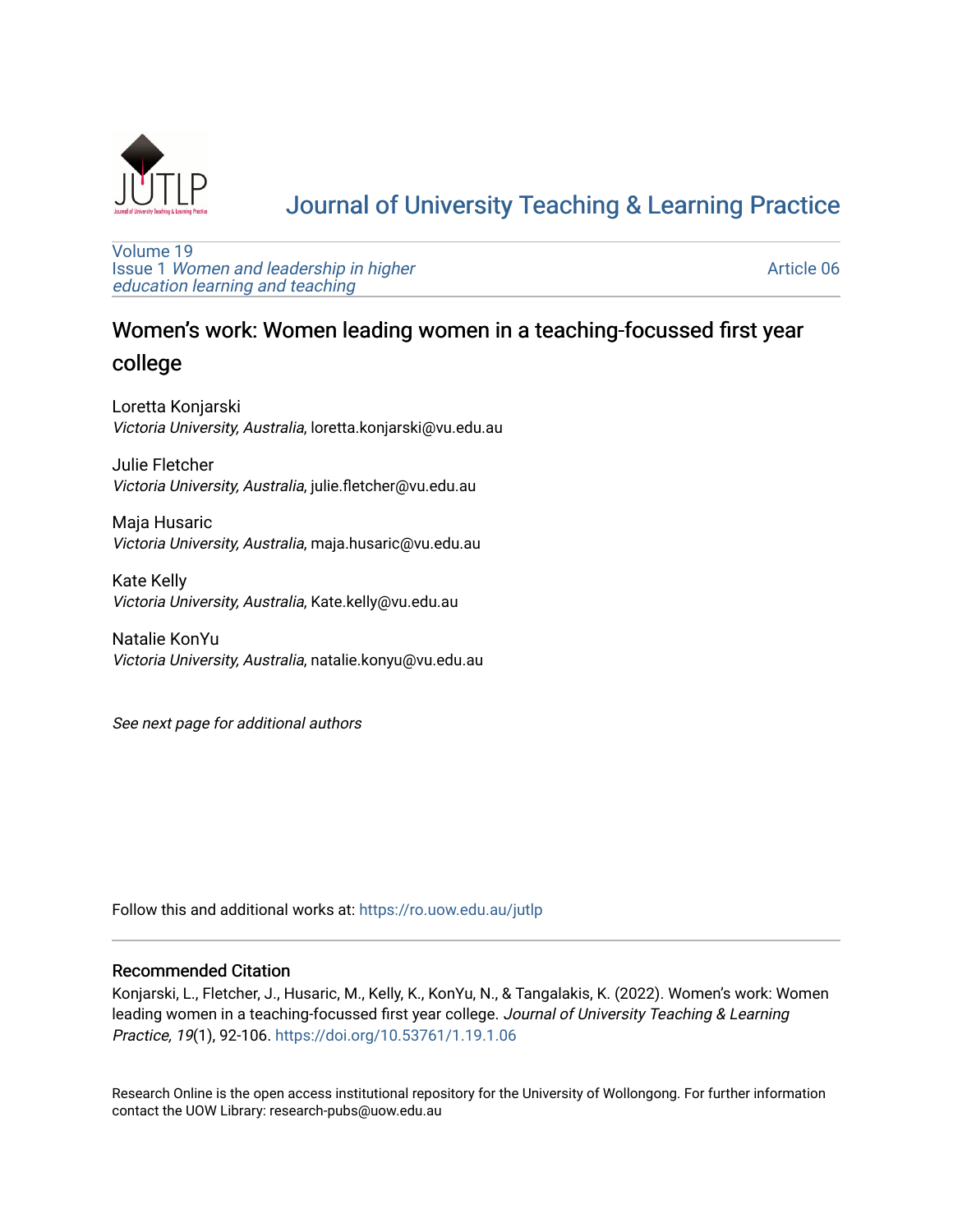Journal of University Teaching & Learning Practice

Volume 19
Issue 1 *Women and leadership in higher education learning and teaching*

Article 06

# Women's work: Women leading women in a teaching-focussed first year college

Loretta Konjarski
*Victoria University, Australia*, loretta.konjarski@vu.edu.au

Julie Fletcher
*Victoria University, Australia*, julie.fletcher@vu.edu.au

Maja Husaric
*Victoria University, Australia*, maja.husaric@vu.edu.au

Kate Kelly
*Victoria University, Australia*, Kate.kelly@vu.edu.au

Natalie KonYu
*Victoria University, Australia*, natalie.konyu@vu.edu.au

*See next page for additional authors*

Follow this and additional works at: https://ro.uow.edu.au/jutlp

## Recommended Citation

Konjarski, L., Fletcher, J., Husaric, M., Kelly, K., KonYu, N., & Tangalakis, K. (2022). Women's work: Women leading women in a teaching-focussed first year college. *Journal of University Teaching & Learning Practice, 19*(1), 92-106. https://doi.org/10.53761/1.19.1.06

Research Online is the open access institutional repository for the University of Wollongong. For further information contact the UOW Library: research-pubs@uow.edu.au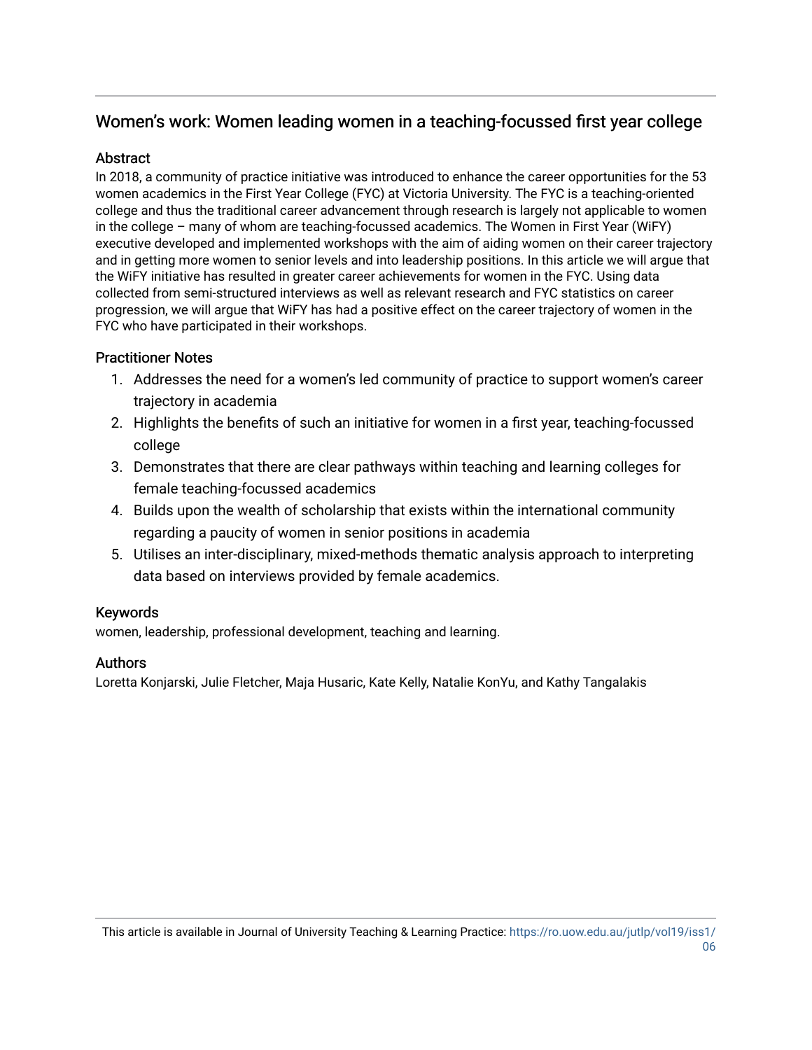## Women's work: Women leading women in a teaching-focussed first year college

### Abstract

In 2018, a community of practice initiative was introduced to enhance the career opportunities for the 53 women academics in the First Year College (FYC) at Victoria University. The FYC is a teaching-oriented college and thus the traditional career advancement through research is largely not applicable to women in the college – many of whom are teaching-focussed academics. The Women in First Year (WiFY) executive developed and implemented workshops with the aim of aiding women on their career trajectory and in getting more women to senior levels and into leadership positions. In this article we will argue that the WiFY initiative has resulted in greater career achievements for women in the FYC. Using data collected from semi-structured interviews as well as relevant research and FYC statistics on career progression, we will argue that WiFY has had a positive effect on the career trajectory of women in the FYC who have participated in their workshops.

### Practitioner Notes

1. Addresses the need for a women's led community of practice to support women's career trajectory in academia
2. Highlights the benefits of such an initiative for women in a first year, teaching-focussed college
3. Demonstrates that there are clear pathways within teaching and learning colleges for female teaching-focussed academics
4. Builds upon the wealth of scholarship that exists within the international community regarding a paucity of women in senior positions in academia
5. Utilises an inter-disciplinary, mixed-methods thematic analysis approach to interpreting data based on interviews provided by female academics.

### Keywords

women, leadership, professional development, teaching and learning.

### Authors

Loretta Konjarski, Julie Fletcher, Maja Husaric, Kate Kelly, Natalie KonYu, and Kathy Tangalakis

This article is available in Journal of University Teaching & Learning Practice: https://ro.uow.edu.au/jutlp/vol19/iss1/06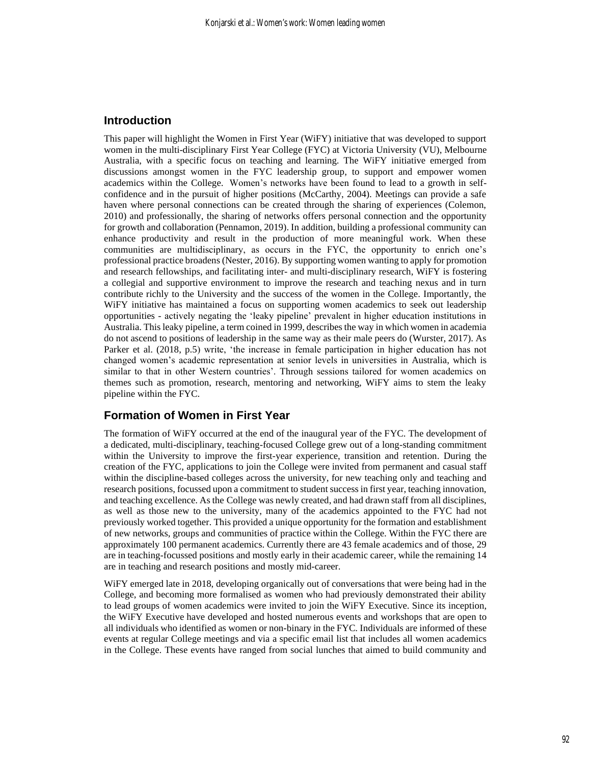## Introduction

This paper will highlight the Women in First Year (WiFY) initiative that was developed to support women in the multi-disciplinary First Year College (FYC) at Victoria University (VU), Melbourne Australia, with a specific focus on teaching and learning. The WiFY initiative emerged from discussions amongst women in the FYC leadership group, to support and empower women academics within the College. Women's networks have been found to lead to a growth in self-confidence and in the pursuit of higher positions (McCarthy, 2004). Meetings can provide a safe haven where personal connections can be created through the sharing of experiences (Colemon, 2010) and professionally, the sharing of networks offers personal connection and the opportunity for growth and collaboration (Pennamon, 2019). In addition, building a professional community can enhance productivity and result in the production of more meaningful work. When these communities are multidisciplinary, as occurs in the FYC, the opportunity to enrich one's professional practice broadens (Nester, 2016). By supporting women wanting to apply for promotion and research fellowships, and facilitating inter- and multi-disciplinary research, WiFY is fostering a collegial and supportive environment to improve the research and teaching nexus and in turn contribute richly to the University and the success of the women in the College. Importantly, the WiFY initiative has maintained a focus on supporting women academics to seek out leadership opportunities - actively negating the 'leaky pipeline' prevalent in higher education institutions in Australia. This leaky pipeline, a term coined in 1999, describes the way in which women in academia do not ascend to positions of leadership in the same way as their male peers do (Wurster, 2017). As Parker et al. (2018, p.5) write, 'the increase in female participation in higher education has not changed women's academic representation at senior levels in universities in Australia, which is similar to that in other Western countries'. Through sessions tailored for women academics on themes such as promotion, research, mentoring and networking, WiFY aims to stem the leaky pipeline within the FYC.

## Formation of Women in First Year

The formation of WiFY occurred at the end of the inaugural year of the FYC. The development of a dedicated, multi-disciplinary, teaching-focused College grew out of a long-standing commitment within the University to improve the first-year experience, transition and retention. During the creation of the FYC, applications to join the College were invited from permanent and casual staff within the discipline-based colleges across the university, for new teaching only and teaching and research positions, focussed upon a commitment to student success in first year, teaching innovation, and teaching excellence. As the College was newly created, and had drawn staff from all disciplines, as well as those new to the university, many of the academics appointed to the FYC had not previously worked together. This provided a unique opportunity for the formation and establishment of new networks, groups and communities of practice within the College. Within the FYC there are approximately 100 permanent academics. Currently there are 43 female academics and of those, 29 are in teaching-focussed positions and mostly early in their academic career, while the remaining 14 are in teaching and research positions and mostly mid-career.

WiFY emerged late in 2018, developing organically out of conversations that were being had in the College, and becoming more formalised as women who had previously demonstrated their ability to lead groups of women academics were invited to join the WiFY Executive. Since its inception, the WiFY Executive have developed and hosted numerous events and workshops that are open to all individuals who identified as women or non-binary in the FYC. Individuals are informed of these events at regular College meetings and via a specific email list that includes all women academics in the College. These events have ranged from social lunches that aimed to build community and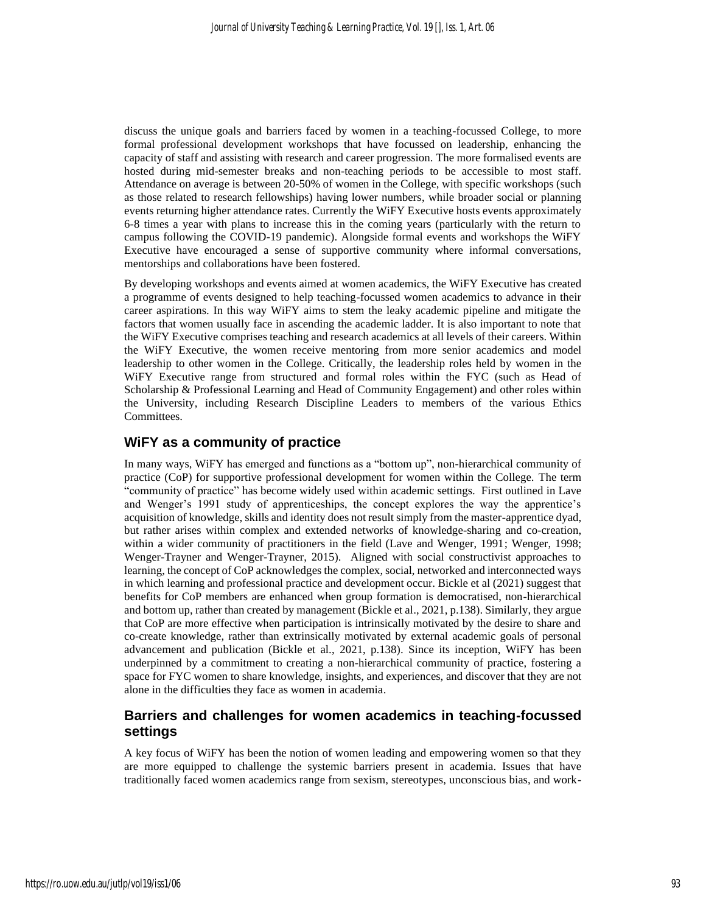discuss the unique goals and barriers faced by women in a teaching-focussed College, to more formal professional development workshops that have focussed on leadership, enhancing the capacity of staff and assisting with research and career progression. The more formalised events are hosted during mid-semester breaks and non-teaching periods to be accessible to most staff. Attendance on average is between 20-50% of women in the College, with specific workshops (such as those related to research fellowships) having lower numbers, while broader social or planning events returning higher attendance rates. Currently the WiFY Executive hosts events approximately 6-8 times a year with plans to increase this in the coming years (particularly with the return to campus following the COVID-19 pandemic). Alongside formal events and workshops the WiFY Executive have encouraged a sense of supportive community where informal conversations, mentorships and collaborations have been fostered.

By developing workshops and events aimed at women academics, the WiFY Executive has created a programme of events designed to help teaching-focussed women academics to advance in their career aspirations. In this way WiFY aims to stem the leaky academic pipeline and mitigate the factors that women usually face in ascending the academic ladder. It is also important to note that the WiFY Executive comprises teaching and research academics at all levels of their careers. Within the WiFY Executive, the women receive mentoring from more senior academics and model leadership to other women in the College. Critically, the leadership roles held by women in the WiFY Executive range from structured and formal roles within the FYC (such as Head of Scholarship & Professional Learning and Head of Community Engagement) and other roles within the University, including Research Discipline Leaders to members of the various Ethics Committees.

## WiFY as a community of practice

In many ways, WiFY has emerged and functions as a "bottom up", non-hierarchical community of practice (CoP) for supportive professional development for women within the College. The term "community of practice" has become widely used within academic settings. First outlined in Lave and Wenger's 1991 study of apprenticeships, the concept explores the way the apprentice's acquisition of knowledge, skills and identity does not result simply from the master-apprentice dyad, but rather arises within complex and extended networks of knowledge-sharing and co-creation, within a wider community of practitioners in the field (Lave and Wenger, 1991; Wenger, 1998; Wenger-Trayner and Wenger-Trayner, 2015). Aligned with social constructivist approaches to learning, the concept of CoP acknowledges the complex, social, networked and interconnected ways in which learning and professional practice and development occur. Bickle et al (2021) suggest that benefits for CoP members are enhanced when group formation is democratised, non-hierarchical and bottom up, rather than created by management (Bickle et al., 2021, p.138). Similarly, they argue that CoP are more effective when participation is intrinsically motivated by the desire to share and co-create knowledge, rather than extrinsically motivated by external academic goals of personal advancement and publication (Bickle et al., 2021, p.138). Since its inception, WiFY has been underpinned by a commitment to creating a non-hierarchical community of practice, fostering a space for FYC women to share knowledge, insights, and experiences, and discover that they are not alone in the difficulties they face as women in academia.

## Barriers and challenges for women academics in teaching-focussed settings

A key focus of WiFY has been the notion of women leading and empowering women so that they are more equipped to challenge the systemic barriers present in academia. Issues that have traditionally faced women academics range from sexism, stereotypes, unconscious bias, and work-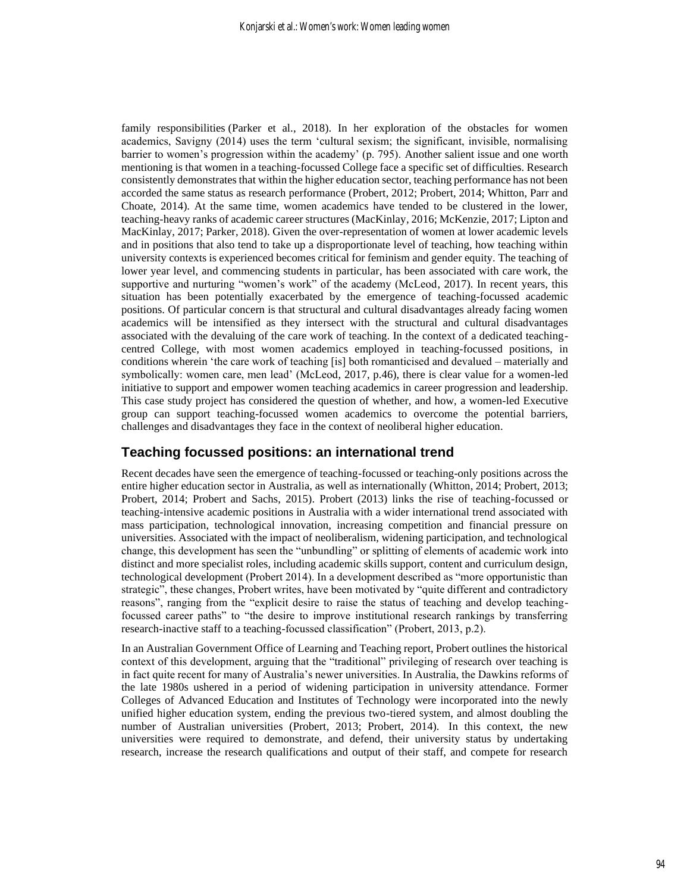family responsibilities (Parker et al., 2018). In her exploration of the obstacles for women academics, Savigny (2014) uses the term 'cultural sexism; the significant, invisible, normalising barrier to women's progression within the academy' (p. 795). Another salient issue and one worth mentioning is that women in a teaching-focussed College face a specific set of difficulties. Research consistently demonstrates that within the higher education sector, teaching performance has not been accorded the same status as research performance (Probert, 2012; Probert, 2014; Whitton, Parr and Choate, 2014). At the same time, women academics have tended to be clustered in the lower, teaching-heavy ranks of academic career structures (MacKinlay, 2016; McKenzie, 2017; Lipton and MacKinlay, 2017; Parker, 2018). Given the over-representation of women at lower academic levels and in positions that also tend to take up a disproportionate level of teaching, how teaching within university contexts is experienced becomes critical for feminism and gender equity. The teaching of lower year level, and commencing students in particular, has been associated with care work, the supportive and nurturing "women's work" of the academy (McLeod, 2017). In recent years, this situation has been potentially exacerbated by the emergence of teaching-focussed academic positions. Of particular concern is that structural and cultural disadvantages already facing women academics will be intensified as they intersect with the structural and cultural disadvantages associated with the devaluing of the care work of teaching. In the context of a dedicated teaching-centred College, with most women academics employed in teaching-focussed positions, in conditions wherein 'the care work of teaching [is] both romanticised and devalued – materially and symbolically: women care, men lead' (McLeod, 2017, p.46), there is clear value for a women-led initiative to support and empower women teaching academics in career progression and leadership. This case study project has considered the question of whether, and how, a women-led Executive group can support teaching-focussed women academics to overcome the potential barriers, challenges and disadvantages they face in the context of neoliberal higher education.

## Teaching focussed positions: an international trend

Recent decades have seen the emergence of teaching-focussed or teaching-only positions across the entire higher education sector in Australia, as well as internationally (Whitton, 2014; Probert, 2013; Probert, 2014; Probert and Sachs, 2015). Probert (2013) links the rise of teaching-focussed or teaching-intensive academic positions in Australia with a wider international trend associated with mass participation, technological innovation, increasing competition and financial pressure on universities. Associated with the impact of neoliberalism, widening participation, and technological change, this development has seen the "unbundling" or splitting of elements of academic work into distinct and more specialist roles, including academic skills support, content and curriculum design, technological development (Probert 2014). In a development described as "more opportunistic than strategic", these changes, Probert writes, have been motivated by "quite different and contradictory reasons", ranging from the "explicit desire to raise the status of teaching and develop teaching-focussed career paths" to "the desire to improve institutional research rankings by transferring research-inactive staff to a teaching-focussed classification" (Probert, 2013, p.2).

In an Australian Government Office of Learning and Teaching report, Probert outlines the historical context of this development, arguing that the "traditional" privileging of research over teaching is in fact quite recent for many of Australia's newer universities. In Australia, the Dawkins reforms of the late 1980s ushered in a period of widening participation in university attendance. Former Colleges of Advanced Education and Institutes of Technology were incorporated into the newly unified higher education system, ending the previous two-tiered system, and almost doubling the number of Australian universities (Probert, 2013; Probert, 2014). In this context, the new universities were required to demonstrate, and defend, their university status by undertaking research, increase the research qualifications and output of their staff, and compete for research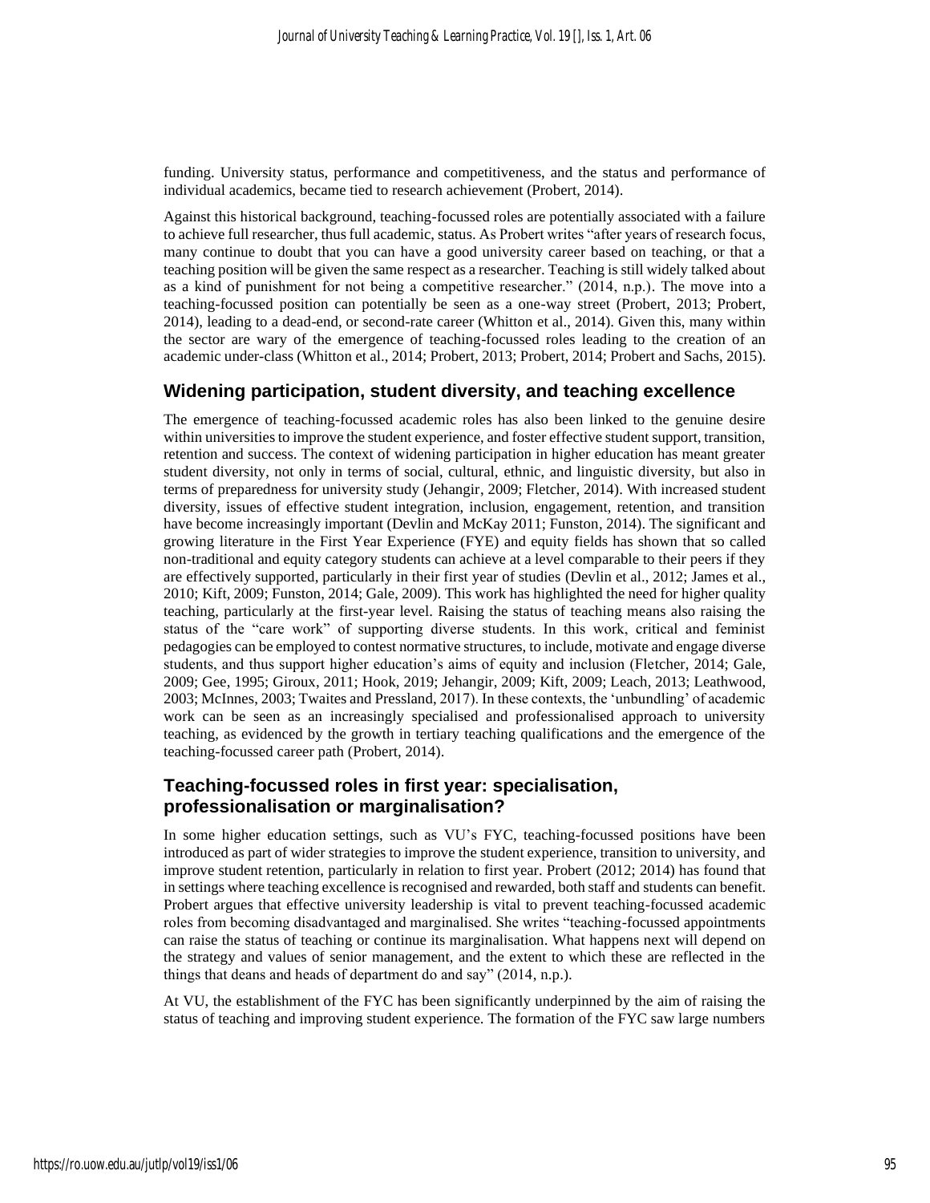funding. University status, performance and competitiveness, and the status and performance of individual academics, became tied to research achievement (Probert, 2014).

Against this historical background, teaching-focussed roles are potentially associated with a failure to achieve full researcher, thus full academic, status. As Probert writes "after years of research focus, many continue to doubt that you can have a good university career based on teaching, or that a teaching position will be given the same respect as a researcher. Teaching is still widely talked about as a kind of punishment for not being a competitive researcher." (2014, n.p.). The move into a teaching-focussed position can potentially be seen as a one-way street (Probert, 2013; Probert, 2014), leading to a dead-end, or second-rate career (Whitton et al., 2014). Given this, many within the sector are wary of the emergence of teaching-focussed roles leading to the creation of an academic under-class (Whitton et al., 2014; Probert, 2013; Probert, 2014; Probert and Sachs, 2015).

## Widening participation, student diversity, and teaching excellence

The emergence of teaching-focussed academic roles has also been linked to the genuine desire within universities to improve the student experience, and foster effective student support, transition, retention and success. The context of widening participation in higher education has meant greater student diversity, not only in terms of social, cultural, ethnic, and linguistic diversity, but also in terms of preparedness for university study (Jehangir, 2009; Fletcher, 2014). With increased student diversity, issues of effective student integration, inclusion, engagement, retention, and transition have become increasingly important (Devlin and McKay 2011; Funston, 2014). The significant and growing literature in the First Year Experience (FYE) and equity fields has shown that so called non-traditional and equity category students can achieve at a level comparable to their peers if they are effectively supported, particularly in their first year of studies (Devlin et al., 2012; James et al., 2010; Kift, 2009; Funston, 2014; Gale, 2009). This work has highlighted the need for higher quality teaching, particularly at the first-year level. Raising the status of teaching means also raising the status of the "care work" of supporting diverse students. In this work, critical and feminist pedagogies can be employed to contest normative structures, to include, motivate and engage diverse students, and thus support higher education's aims of equity and inclusion (Fletcher, 2014; Gale, 2009; Gee, 1995; Giroux, 2011; Hook, 2019; Jehangir, 2009; Kift, 2009; Leach, 2013; Leathwood, 2003; McInnes, 2003; Twaites and Pressland, 2017). In these contexts, the 'unbundling' of academic work can be seen as an increasingly specialised and professionalised approach to university teaching, as evidenced by the growth in tertiary teaching qualifications and the emergence of the teaching-focussed career path (Probert, 2014).

## Teaching-focussed roles in first year: specialisation, professionalisation or marginalisation?

In some higher education settings, such as VU's FYC, teaching-focussed positions have been introduced as part of wider strategies to improve the student experience, transition to university, and improve student retention, particularly in relation to first year. Probert (2012; 2014) has found that in settings where teaching excellence is recognised and rewarded, both staff and students can benefit. Probert argues that effective university leadership is vital to prevent teaching-focussed academic roles from becoming disadvantaged and marginalised. She writes "teaching-focussed appointments can raise the status of teaching or continue its marginalisation. What happens next will depend on the strategy and values of senior management, and the extent to which these are reflected in the things that deans and heads of department do and say" (2014, n.p.).

At VU, the establishment of the FYC has been significantly underpinned by the aim of raising the status of teaching and improving student experience. The formation of the FYC saw large numbers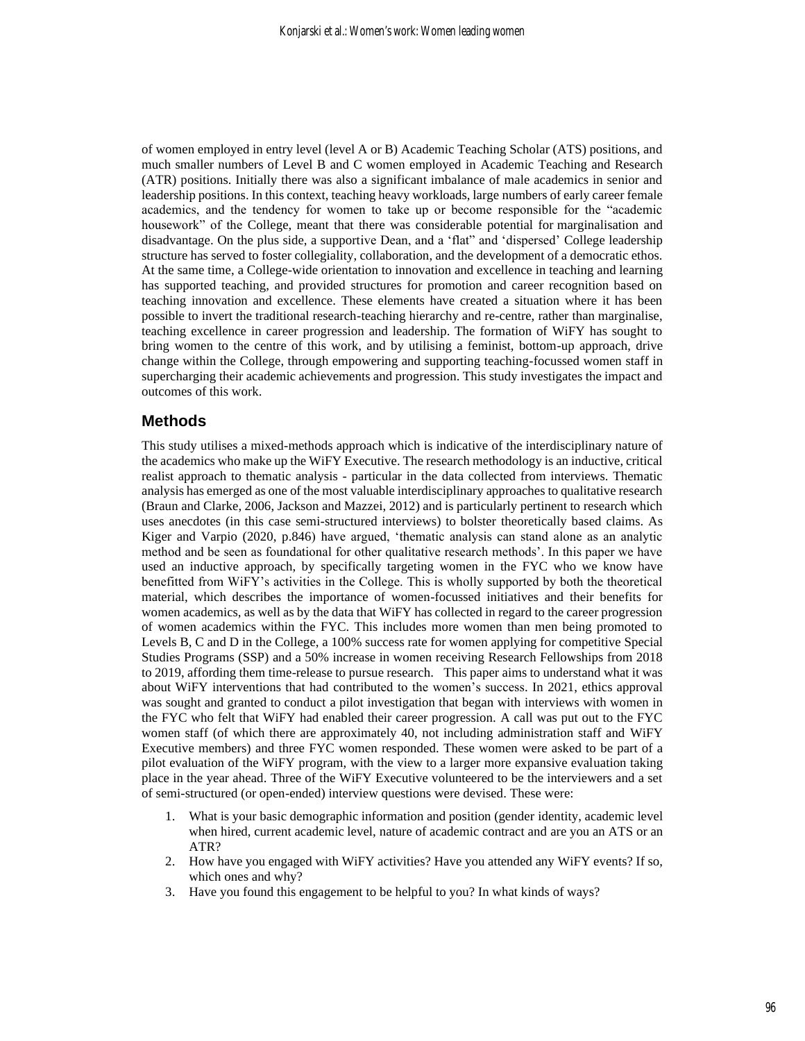of women employed in entry level (level A or B) Academic Teaching Scholar (ATS) positions, and much smaller numbers of Level B and C women employed in Academic Teaching and Research (ATR) positions. Initially there was also a significant imbalance of male academics in senior and leadership positions. In this context, teaching heavy workloads, large numbers of early career female academics, and the tendency for women to take up or become responsible for the "academic housework" of the College, meant that there was considerable potential for marginalisation and disadvantage. On the plus side, a supportive Dean, and a 'flat" and 'dispersed' College leadership structure has served to foster collegiality, collaboration, and the development of a democratic ethos. At the same time, a College-wide orientation to innovation and excellence in teaching and learning has supported teaching, and provided structures for promotion and career recognition based on teaching innovation and excellence. These elements have created a situation where it has been possible to invert the traditional research-teaching hierarchy and re-centre, rather than marginalise, teaching excellence in career progression and leadership. The formation of WiFY has sought to bring women to the centre of this work, and by utilising a feminist, bottom-up approach, drive change within the College, through empowering and supporting teaching-focussed women staff in supercharging their academic achievements and progression. This study investigates the impact and outcomes of this work.

## Methods

This study utilises a mixed-methods approach which is indicative of the interdisciplinary nature of the academics who make up the WiFY Executive. The research methodology is an inductive, critical realist approach to thematic analysis - particular in the data collected from interviews. Thematic analysis has emerged as one of the most valuable interdisciplinary approaches to qualitative research (Braun and Clarke, 2006, Jackson and Mazzei, 2012) and is particularly pertinent to research which uses anecdotes (in this case semi-structured interviews) to bolster theoretically based claims. As Kiger and Varpio (2020, p.846) have argued, 'thematic analysis can stand alone as an analytic method and be seen as foundational for other qualitative research methods'. In this paper we have used an inductive approach, by specifically targeting women in the FYC who we know have benefitted from WiFY's activities in the College. This is wholly supported by both the theoretical material, which describes the importance of women-focussed initiatives and their benefits for women academics, as well as by the data that WiFY has collected in regard to the career progression of women academics within the FYC. This includes more women than men being promoted to Levels B, C and D in the College, a 100% success rate for women applying for competitive Special Studies Programs (SSP) and a 50% increase in women receiving Research Fellowships from 2018 to 2019, affording them time-release to pursue research. This paper aims to understand what it was about WiFY interventions that had contributed to the women's success. In 2021, ethics approval was sought and granted to conduct a pilot investigation that began with interviews with women in the FYC who felt that WiFY had enabled their career progression. A call was put out to the FYC women staff (of which there are approximately 40, not including administration staff and WiFY Executive members) and three FYC women responded. These women were asked to be part of a pilot evaluation of the WiFY program, with the view to a larger more expansive evaluation taking place in the year ahead. Three of the WiFY Executive volunteered to be the interviewers and a set of semi-structured (or open-ended) interview questions were devised. These were:

1. What is your basic demographic information and position (gender identity, academic level when hired, current academic level, nature of academic contract and are you an ATS or an ATR?
2. How have you engaged with WiFY activities? Have you attended any WiFY events? If so, which ones and why?
3. Have you found this engagement to be helpful to you? In what kinds of ways?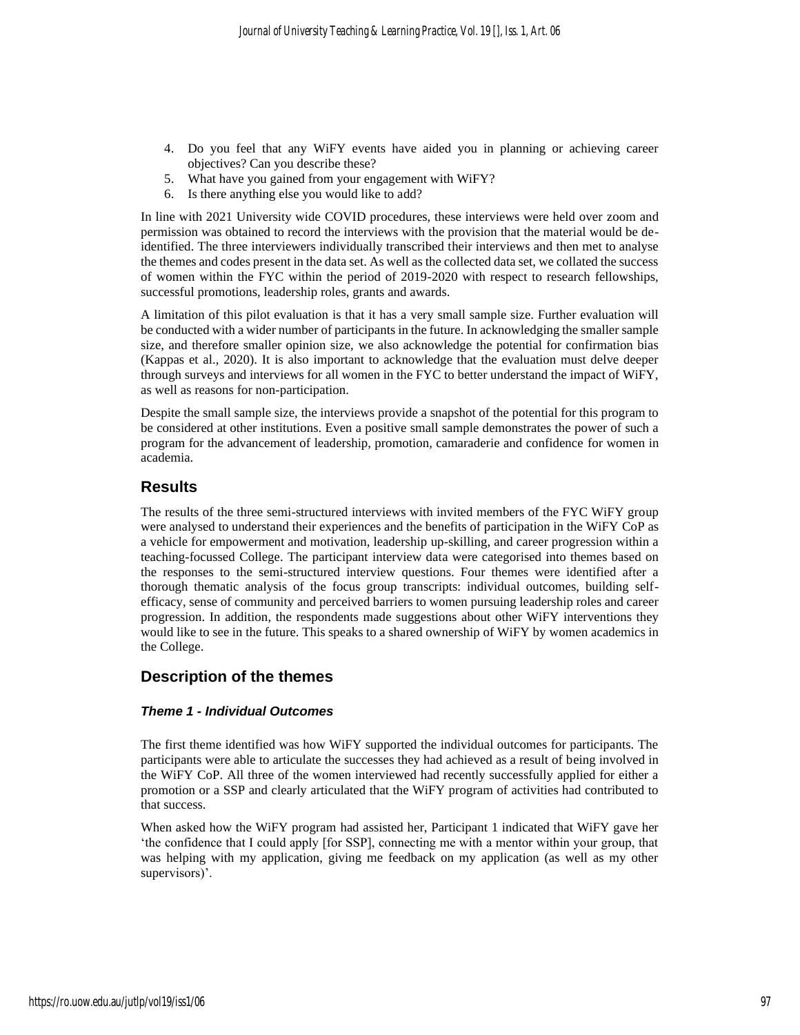4. Do you feel that any WiFY events have aided you in planning or achieving career objectives? Can you describe these?
5. What have you gained from your engagement with WiFY?
6. Is there anything else you would like to add?

In line with 2021 University wide COVID procedures, these interviews were held over zoom and permission was obtained to record the interviews with the provision that the material would be de-identified. The three interviewers individually transcribed their interviews and then met to analyse the themes and codes present in the data set. As well as the collected data set, we collated the success of women within the FYC within the period of 2019-2020 with respect to research fellowships, successful promotions, leadership roles, grants and awards.

A limitation of this pilot evaluation is that it has a very small sample size. Further evaluation will be conducted with a wider number of participants in the future. In acknowledging the smaller sample size, and therefore smaller opinion size, we also acknowledge the potential for confirmation bias (Kappas et al., 2020). It is also important to acknowledge that the evaluation must delve deeper through surveys and interviews for all women in the FYC to better understand the impact of WiFY, as well as reasons for non-participation.

Despite the small sample size, the interviews provide a snapshot of the potential for this program to be considered at other institutions. Even a positive small sample demonstrates the power of such a program for the advancement of leadership, promotion, camaraderie and confidence for women in academia.

## Results

The results of the three semi-structured interviews with invited members of the FYC WiFY group were analysed to understand their experiences and the benefits of participation in the WiFY CoP as a vehicle for empowerment and motivation, leadership up-skilling, and career progression within a teaching-focussed College. The participant interview data were categorised into themes based on the responses to the semi-structured interview questions. Four themes were identified after a thorough thematic analysis of the focus group transcripts: individual outcomes, building self-efficacy, sense of community and perceived barriers to women pursuing leadership roles and career progression. In addition, the respondents made suggestions about other WiFY interventions they would like to see in the future. This speaks to a shared ownership of WiFY by women academics in the College.

## Description of the themes

### *Theme 1 - Individual Outcomes*

The first theme identified was how WiFY supported the individual outcomes for participants. The participants were able to articulate the successes they had achieved as a result of being involved in the WiFY CoP. All three of the women interviewed had recently successfully applied for either a promotion or a SSP and clearly articulated that the WiFY program of activities had contributed to that success.

When asked how the WiFY program had assisted her, Participant 1 indicated that WiFY gave her 'the confidence that I could apply [for SSP], connecting me with a mentor within your group, that was helping with my application, giving me feedback on my application (as well as my other supervisors)'.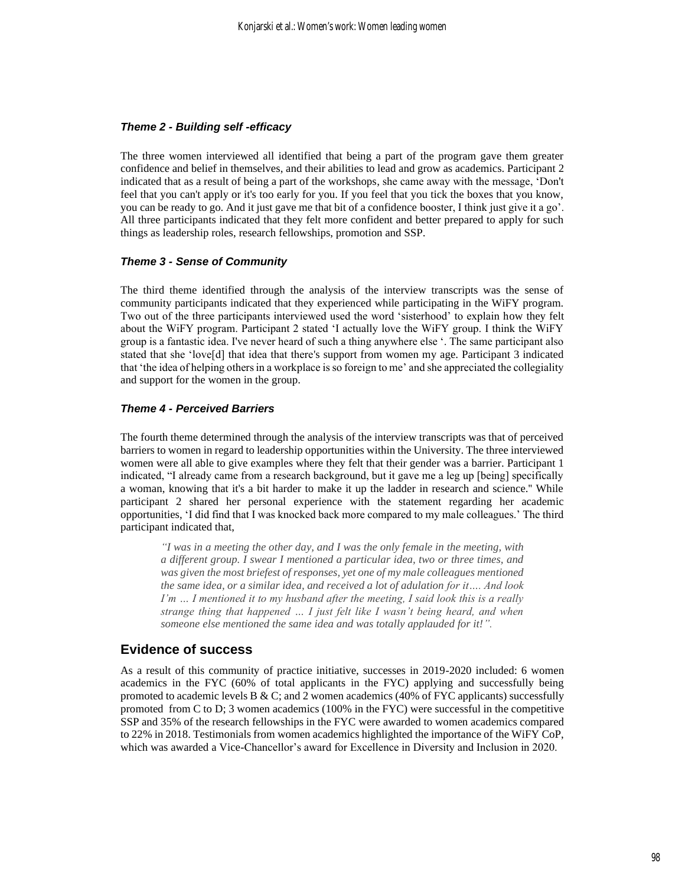### *Theme 2 - Building self -efficacy*

The three women interviewed all identified that being a part of the program gave them greater confidence and belief in themselves, and their abilities to lead and grow as academics. Participant 2 indicated that as a result of being a part of the workshops, she came away with the message, 'Don't feel that you can't apply or it's too early for you. If you feel that you tick the boxes that you know, you can be ready to go. And it just gave me that bit of a confidence booster, I think just give it a go'. All three participants indicated that they felt more confident and better prepared to apply for such things as leadership roles, research fellowships, promotion and SSP.

### *Theme 3 - Sense of Community*

The third theme identified through the analysis of the interview transcripts was the sense of community participants indicated that they experienced while participating in the WiFY program. Two out of the three participants interviewed used the word 'sisterhood' to explain how they felt about the WiFY program. Participant 2 stated 'I actually love the WiFY group. I think the WiFY group is a fantastic idea. I've never heard of such a thing anywhere else '. The same participant also stated that she 'love[d] that idea that there's support from women my age. Participant 3 indicated that 'the idea of helping others in a workplace is so foreign to me' and she appreciated the collegiality and support for the women in the group.

### *Theme 4 - Perceived Barriers*

The fourth theme determined through the analysis of the interview transcripts was that of perceived barriers to women in regard to leadership opportunities within the University. The three interviewed women were all able to give examples where they felt that their gender was a barrier. Participant 1 indicated, "I already came from a research background, but it gave me a leg up [being] specifically a woman, knowing that it's a bit harder to make it up the ladder in research and science." While participant 2 shared her personal experience with the statement regarding her academic opportunities, 'I did find that I was knocked back more compared to my male colleagues.' The third participant indicated that,

> *"I was in a meeting the other day, and I was the only female in the meeting, with a different group. I swear I mentioned a particular idea, two or three times, and was given the most briefest of responses, yet one of my male colleagues mentioned the same idea, or a similar idea, and received a lot of adulation for it…. And look I'm … I mentioned it to my husband after the meeting, I said look this is a really strange thing that happened … I just felt like I wasn't being heard, and when someone else mentioned the same idea and was totally applauded for it!".*

## Evidence of success

As a result of this community of practice initiative, successes in 2019-2020 included: 6 women academics in the FYC (60% of total applicants in the FYC) applying and successfully being promoted to academic levels B & C; and 2 women academics (40% of FYC applicants) successfully promoted from C to D; 3 women academics (100% in the FYC) were successful in the competitive SSP and 35% of the research fellowships in the FYC were awarded to women academics compared to 22% in 2018. Testimonials from women academics highlighted the importance of the WiFY CoP, which was awarded a Vice-Chancellor's award for Excellence in Diversity and Inclusion in 2020.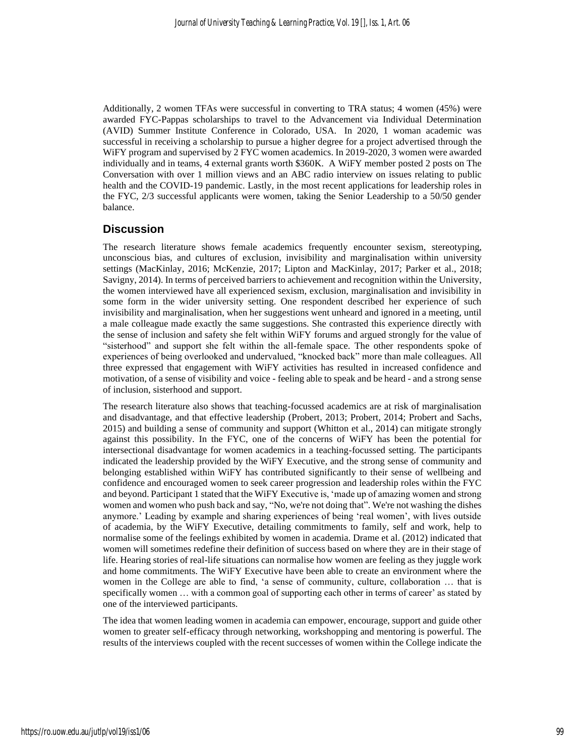Additionally, 2 women TFAs were successful in converting to TRA status; 4 women (45%) were awarded FYC-Pappas scholarships to travel to the Advancement via Individual Determination (AVID) Summer Institute Conference in Colorado, USA. In 2020, 1 woman academic was successful in receiving a scholarship to pursue a higher degree for a project advertised through the WiFY program and supervised by 2 FYC women academics. In 2019-2020, 3 women were awarded individually and in teams, 4 external grants worth $360K. A WiFY member posted 2 posts on The Conversation with over 1 million views and an ABC radio interview on issues relating to public health and the COVID-19 pandemic. Lastly, in the most recent applications for leadership roles in the FYC, 2/3 successful applicants were women, taking the Senior Leadership to a 50/50 gender balance.

## Discussion

The research literature shows female academics frequently encounter sexism, stereotyping, unconscious bias, and cultures of exclusion, invisibility and marginalisation within university settings (MacKinlay, 2016; McKenzie, 2017; Lipton and MacKinlay, 2017; Parker et al., 2018; Savigny, 2014). In terms of perceived barriers to achievement and recognition within the University, the women interviewed have all experienced sexism, exclusion, marginalisation and invisibility in some form in the wider university setting. One respondent described her experience of such invisibility and marginalisation, when her suggestions went unheard and ignored in a meeting, until a male colleague made exactly the same suggestions. She contrasted this experience directly with the sense of inclusion and safety she felt within WiFY forums and argued strongly for the value of "sisterhood" and support she felt within the all-female space. The other respondents spoke of experiences of being overlooked and undervalued, "knocked back" more than male colleagues. All three expressed that engagement with WiFY activities has resulted in increased confidence and motivation, of a sense of visibility and voice - feeling able to speak and be heard - and a strong sense of inclusion, sisterhood and support.

The research literature also shows that teaching-focussed academics are at risk of marginalisation and disadvantage, and that effective leadership (Probert, 2013; Probert, 2014; Probert and Sachs, 2015) and building a sense of community and support (Whitton et al., 2014) can mitigate strongly against this possibility. In the FYC, one of the concerns of WiFY has been the potential for intersectional disadvantage for women academics in a teaching-focussed setting. The participants indicated the leadership provided by the WiFY Executive, and the strong sense of community and belonging established within WiFY has contributed significantly to their sense of wellbeing and confidence and encouraged women to seek career progression and leadership roles within the FYC and beyond. Participant 1 stated that the WiFY Executive is, 'made up of amazing women and strong women and women who push back and say, "No, we're not doing that". We're not washing the dishes anymore.' Leading by example and sharing experiences of being 'real women', with lives outside of academia, by the WiFY Executive, detailing commitments to family, self and work, help to normalise some of the feelings exhibited by women in academia. Drame et al. (2012) indicated that women will sometimes redefine their definition of success based on where they are in their stage of life. Hearing stories of real-life situations can normalise how women are feeling as they juggle work and home commitments. The WiFY Executive have been able to create an environment where the women in the College are able to find, 'a sense of community, culture, collaboration … that is specifically women … with a common goal of supporting each other in terms of career' as stated by one of the interviewed participants.

The idea that women leading women in academia can empower, encourage, support and guide other women to greater self-efficacy through networking, workshopping and mentoring is powerful. The results of the interviews coupled with the recent successes of women within the College indicate the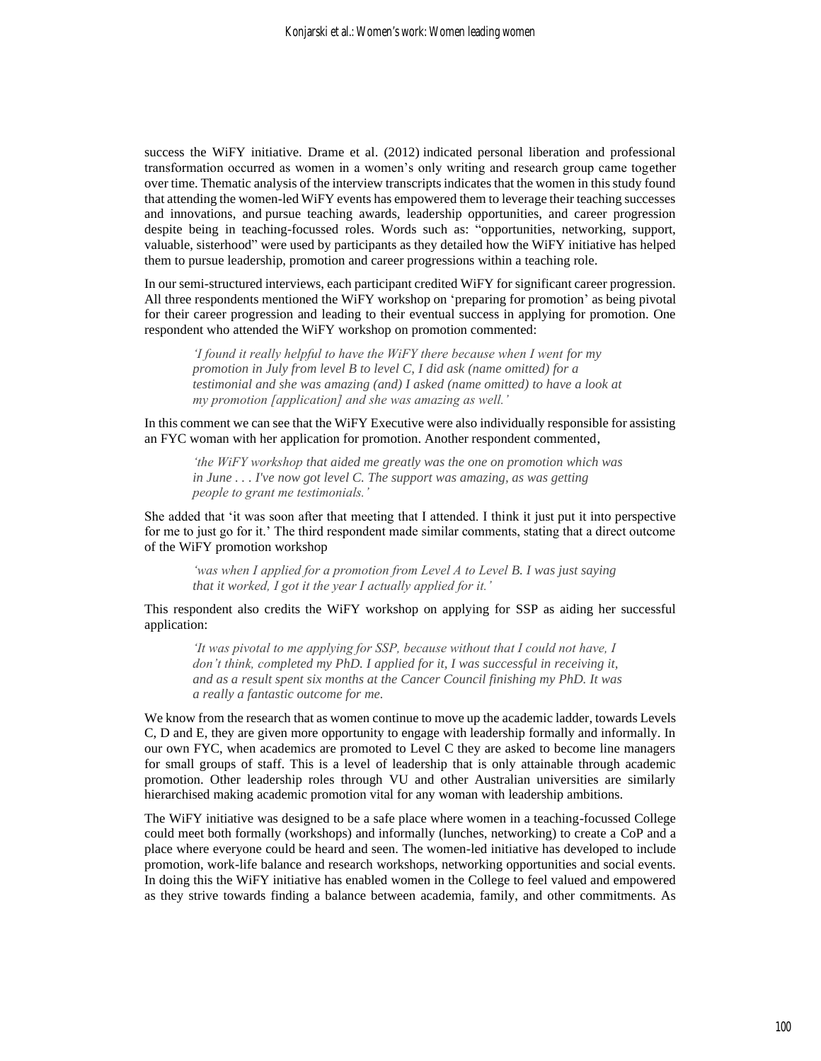success the WiFY initiative. Drame et al. (2012) indicated personal liberation and professional transformation occurred as women in a women's only writing and research group came together over time. Thematic analysis of the interview transcripts indicates that the women in this study found that attending the women-led WiFY events has empowered them to leverage their teaching successes and innovations, and pursue teaching awards, leadership opportunities, and career progression despite being in teaching-focussed roles. Words such as: "opportunities, networking, support, valuable, sisterhood" were used by participants as they detailed how the WiFY initiative has helped them to pursue leadership, promotion and career progressions within a teaching role.

In our semi-structured interviews, each participant credited WiFY for significant career progression. All three respondents mentioned the WiFY workshop on 'preparing for promotion' as being pivotal for their career progression and leading to their eventual success in applying for promotion. One respondent who attended the WiFY workshop on promotion commented:

> *'I found it really helpful to have the WiFY there because when I went for my promotion in July from level B to level C, I did ask (name omitted) for a testimonial and she was amazing (and) I asked (name omitted) to have a look at my promotion [application] and she was amazing as well.'*

In this comment we can see that the WiFY Executive were also individually responsible for assisting an FYC woman with her application for promotion. Another respondent commented,

> *'the WiFY workshop that aided me greatly was the one on promotion which was in June . . . I've now got level C. The support was amazing, as was getting people to grant me testimonials.'*

She added that 'it was soon after that meeting that I attended. I think it just put it into perspective for me to just go for it.' The third respondent made similar comments, stating that a direct outcome of the WiFY promotion workshop

> *'was when I applied for a promotion from Level A to Level B. I was just saying that it worked, I got it the year I actually applied for it.'*

This respondent also credits the WiFY workshop on applying for SSP as aiding her successful application:

> *'It was pivotal to me applying for SSP, because without that I could not have, I don't think, completed my PhD. I applied for it, I was successful in receiving it, and as a result spent six months at the Cancer Council finishing my PhD. It was a really a fantastic outcome for me.*

We know from the research that as women continue to move up the academic ladder, towards Levels C, D and E, they are given more opportunity to engage with leadership formally and informally. In our own FYC, when academics are promoted to Level C they are asked to become line managers for small groups of staff. This is a level of leadership that is only attainable through academic promotion. Other leadership roles through VU and other Australian universities are similarly hierarchised making academic promotion vital for any woman with leadership ambitions.

The WiFY initiative was designed to be a safe place where women in a teaching-focussed College could meet both formally (workshops) and informally (lunches, networking) to create a CoP and a place where everyone could be heard and seen. The women-led initiative has developed to include promotion, work-life balance and research workshops, networking opportunities and social events. In doing this the WiFY initiative has enabled women in the College to feel valued and empowered as they strive towards finding a balance between academia, family, and other commitments. As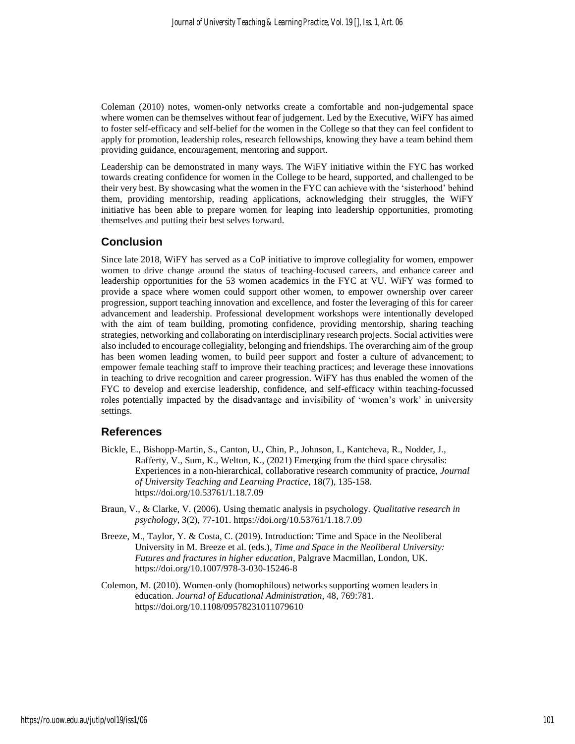Coleman (2010) notes, women-only networks create a comfortable and non-judgemental space where women can be themselves without fear of judgement. Led by the Executive, WiFY has aimed to foster self-efficacy and self-belief for the women in the College so that they can feel confident to apply for promotion, leadership roles, research fellowships, knowing they have a team behind them providing guidance, encouragement, mentoring and support.

Leadership can be demonstrated in many ways. The WiFY initiative within the FYC has worked towards creating confidence for women in the College to be heard, supported, and challenged to be their very best. By showcasing what the women in the FYC can achieve with the 'sisterhood' behind them, providing mentorship, reading applications, acknowledging their struggles, the WiFY initiative has been able to prepare women for leaping into leadership opportunities, promoting themselves and putting their best selves forward.

## Conclusion

Since late 2018, WiFY has served as a CoP initiative to improve collegiality for women, empower women to drive change around the status of teaching-focused careers, and enhance career and leadership opportunities for the 53 women academics in the FYC at VU. WiFY was formed to provide a space where women could support other women, to empower ownership over career progression, support teaching innovation and excellence, and foster the leveraging of this for career advancement and leadership. Professional development workshops were intentionally developed with the aim of team building, promoting confidence, providing mentorship, sharing teaching strategies, networking and collaborating on interdisciplinary research projects. Social activities were also included to encourage collegiality, belonging and friendships. The overarching aim of the group has been women leading women, to build peer support and foster a culture of advancement; to empower female teaching staff to improve their teaching practices; and leverage these innovations in teaching to drive recognition and career progression. WiFY has thus enabled the women of the FYC to develop and exercise leadership, confidence, and self-efficacy within teaching-focussed roles potentially impacted by the disadvantage and invisibility of 'women's work' in university settings.

## References

Bickle, E., Bishopp-Martin, S., Canton, U., Chin, P., Johnson, I., Kantcheva, R., Nodder, J., Rafferty, V., Sum, K., Welton, K., (2021) Emerging from the third space chrysalis: Experiences in a non-hierarchical, collaborative research community of practice, *Journal of University Teaching and Learning Practice*, 18(7), 135-158. https://doi.org/10.53761/1.18.7.09

Braun, V., & Clarke, V. (2006). Using thematic analysis in psychology. *Qualitative research in psychology*, 3(2), 77-101. https://doi.org/10.53761/1.18.7.09

Breeze, M., Taylor, Y. & Costa, C. (2019). Introduction: Time and Space in the Neoliberal University in M. Breeze et al. (eds.), *Time and Space in the Neoliberal University: Futures and fractures in higher education*, Palgrave Macmillan, London, UK. https://doi.org/10.1007/978-3-030-15246-8

Colemon, M. (2010). Women-only (homophilous) networks supporting women leaders in education. *Journal of Educational Administration*, 48, 769:781. https://doi.org/10.1108/09578231011079610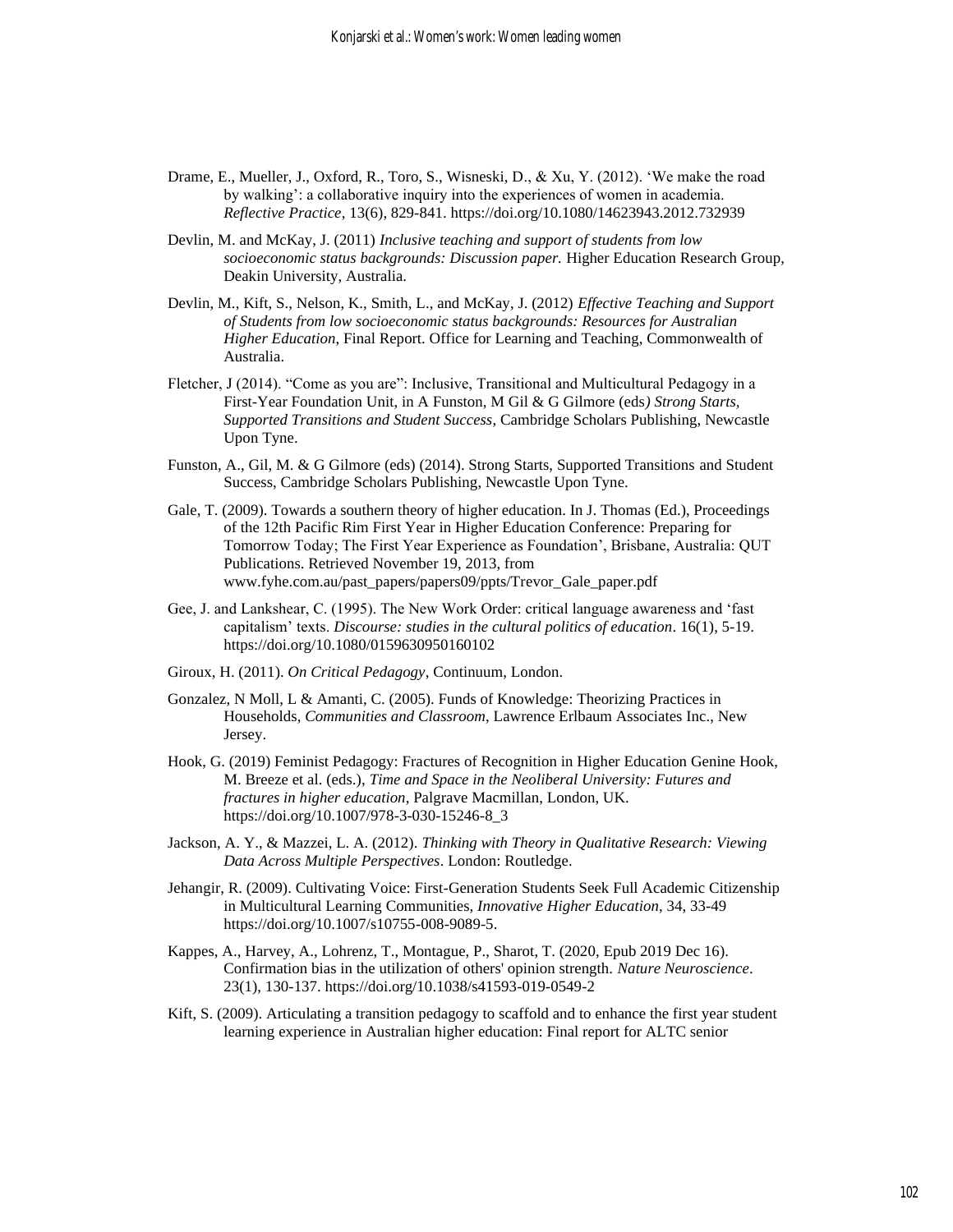Drame, E., Mueller, J., Oxford, R., Toro, S., Wisneski, D., & Xu, Y. (2012). 'We make the road by walking': a collaborative inquiry into the experiences of women in academia. *Reflective Practice*, 13(6), 829-841. https://doi.org/10.1080/14623943.2012.732939

Devlin, M. and McKay, J. (2011) *Inclusive teaching and support of students from low socioeconomic status backgrounds: Discussion paper.* Higher Education Research Group, Deakin University, Australia.

Devlin, M., Kift, S., Nelson, K., Smith, L., and McKay, J. (2012) *Effective Teaching and Support of Students from low socioeconomic status backgrounds: Resources for Australian Higher Education*, Final Report. Office for Learning and Teaching, Commonwealth of Australia.

Fletcher, J (2014). "Come as you are": Inclusive, Transitional and Multicultural Pedagogy in a First-Year Foundation Unit, in A Funston, M Gil & G Gilmore (eds*) Strong Starts, Supported Transitions and Student Success*, Cambridge Scholars Publishing, Newcastle Upon Tyne.

Funston, A., Gil, M. & G Gilmore (eds) (2014). Strong Starts, Supported Transitions and Student Success, Cambridge Scholars Publishing, Newcastle Upon Tyne.

Gale, T. (2009). Towards a southern theory of higher education. In J. Thomas (Ed.), Proceedings of the 12th Pacific Rim First Year in Higher Education Conference: Preparing for Tomorrow Today; The First Year Experience as Foundation', Brisbane, Australia: QUT Publications. Retrieved November 19, 2013, from www.fyhe.com.au/past_papers/papers09/ppts/Trevor_Gale_paper.pdf

Gee, J. and Lankshear, C. (1995). The New Work Order: critical language awareness and 'fast capitalism' texts. *Discourse: studies in the cultural politics of education*. 16(1), 5-19. https://doi.org/10.1080/0159630950160102

Giroux, H. (2011). *On Critical Pedagogy*, Continuum, London.

Gonzalez, N Moll, L & Amanti, C. (2005). Funds of Knowledge: Theorizing Practices in Households, *Communities and Classroom*, Lawrence Erlbaum Associates Inc., New Jersey.

Hook, G. (2019) Feminist Pedagogy: Fractures of Recognition in Higher Education Genine Hook, M. Breeze et al. (eds.), *Time and Space in the Neoliberal University: Futures and fractures in higher education*, Palgrave Macmillan, London, UK. https://doi.org/10.1007/978-3-030-15246-8_3

Jackson, A. Y., & Mazzei, L. A. (2012). *Thinking with Theory in Qualitative Research: Viewing Data Across Multiple Perspectives*. London: Routledge.

Jehangir, R. (2009). Cultivating Voice: First-Generation Students Seek Full Academic Citizenship in Multicultural Learning Communities, *Innovative Higher Education*, 34, 33-49 https://doi.org/10.1007/s10755-008-9089-5.

Kappes, A., Harvey, A., Lohrenz, T., Montague, P., Sharot, T. (2020, Epub 2019 Dec 16). Confirmation bias in the utilization of others' opinion strength. *Nature Neuroscience*. 23(1), 130-137. https://doi.org/10.1038/s41593-019-0549-2

Kift, S. (2009). Articulating a transition pedagogy to scaffold and to enhance the first year student learning experience in Australian higher education: Final report for ALTC senior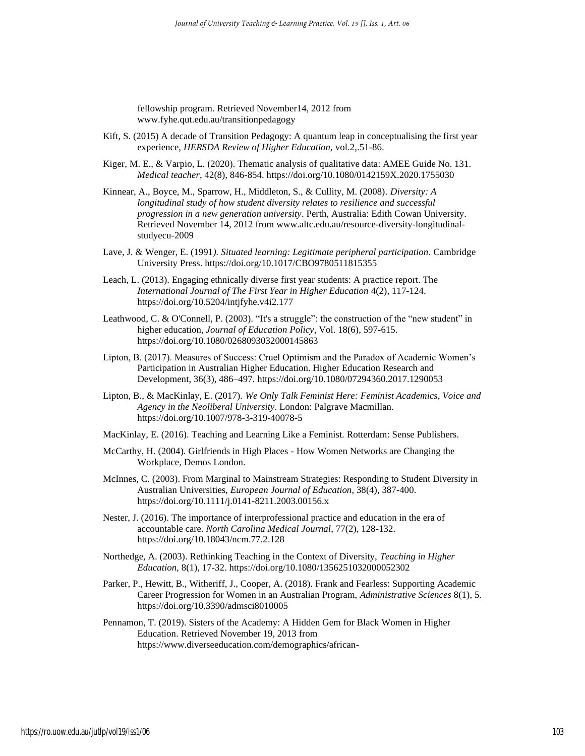fellowship program. Retrieved November14, 2012 from www.fyhe.qut.edu.au/transitionpedagogy

Kift, S. (2015) A decade of Transition Pedagogy: A quantum leap in conceptualising the first year experience, *HERSDA Review of Higher Education,* vol.2,.51-86.

Kiger, M. E., & Varpio, L. (2020). Thematic analysis of qualitative data: AMEE Guide No. 131. *Medical teacher*, 42(8), 846-854. https://doi.org/10.1080/0142159X.2020.1755030

Kinnear, A., Boyce, M., Sparrow, H., Middleton, S., & Cullity, M. (2008). *Diversity: A longitudinal study of how student diversity relates to resilience and successful progression in a new generation university*. Perth, Australia: Edith Cowan University. Retrieved November 14, 2012 from www.altc.edu.au/resource-diversity-longitudinal-studyecu-2009

Lave, J. & Wenger, E. (1991*). Situated learning: Legitimate peripheral participation*. Cambridge University Press. https://doi.org/10.1017/CBO9780511815355

Leach, L. (2013). Engaging ethnically diverse first year students: A practice report. The *International Journal of The First Year in Higher Education* 4(2), 117-124. https://doi.org/10.5204/intjfyhe.v4i2.177

Leathwood, C. & O'Connell, P. (2003). "It's a struggle": the construction of the "new student" in higher education, *Journal of Education Policy*, Vol. 18(6), 597-615. https://doi.org/10.1080/0268093032000145863

Lipton, B. (2017). Measures of Success: Cruel Optimism and the Paradox of Academic Women's Participation in Australian Higher Education. Higher Education Research and Development, 36(3), 486–497. https://doi.org/10.1080/07294360.2017.1290053

Lipton, B., & MacKinlay, E. (2017). *We Only Talk Feminist Here: Feminist Academics, Voice and Agency in the Neoliberal University*. London: Palgrave Macmillan. https://doi.org/10.1007/978-3-319-40078-5

MacKinlay, E. (2016). Teaching and Learning Like a Feminist. Rotterdam: Sense Publishers.

McCarthy, H. (2004). Girlfriends in High Places - How Women Networks are Changing the Workplace, Demos London.

McInnes, C. (2003). From Marginal to Mainstream Strategies: Responding to Student Diversity in Australian Universities, *European Journal of Education*, 38(4), 387-400. https://doi.org/10.1111/j.0141-8211.2003.00156.x

Nester, J. (2016). The importance of interprofessional practice and education in the era of accountable care. *North Carolina Medical Journal*, 77(2), 128-132. https://doi.org/10.18043/ncm.77.2.128

Northedge, A. (2003). Rethinking Teaching in the Context of Diversity, *Teaching in Higher Education,* 8(1), 17-32. https://doi.org/10.1080/1356251032000052302

Parker, P., Hewitt, B., Witheriff, J., Cooper, A. (2018). Frank and Fearless: Supporting Academic Career Progression for Women in an Australian Program, *Administrative Sciences* 8(1), 5. https://doi.org/10.3390/admsci8010005

Pennamon, T. (2019). Sisters of the Academy: A Hidden Gem for Black Women in Higher Education. Retrieved November 19, 2013 from https://www.diverseeducation.com/demographics/african-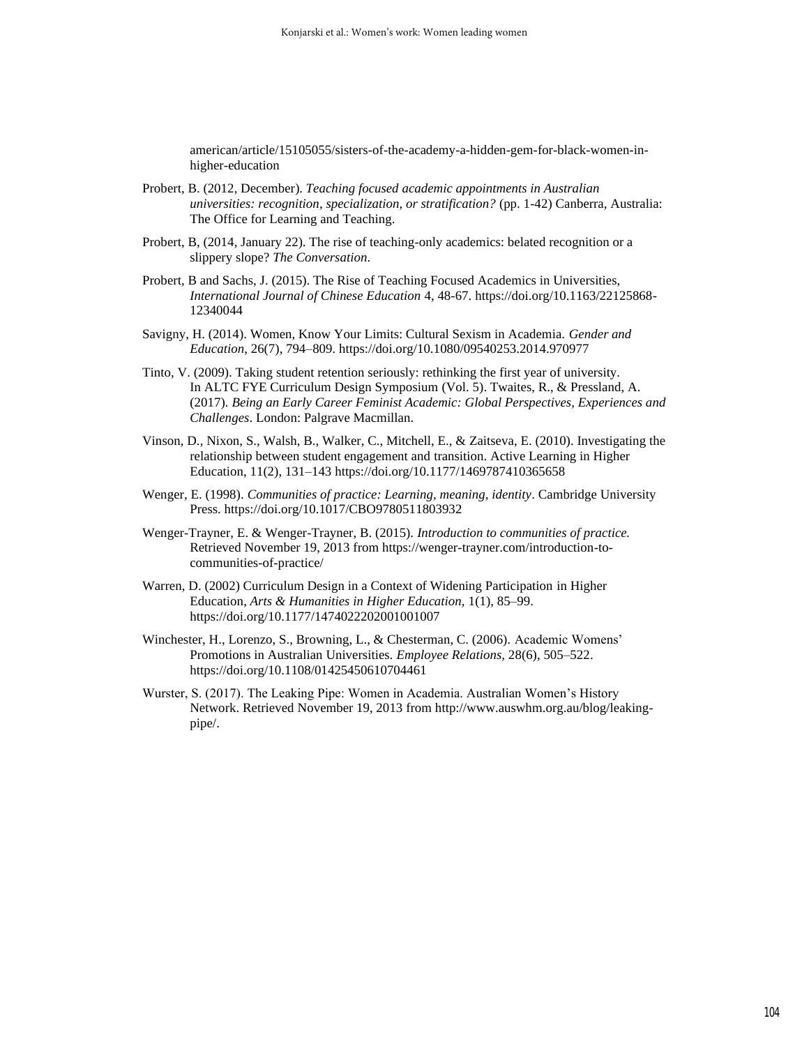american/article/15105055/sisters-of-the-academy-a-hidden-gem-for-black-women-in-higher-education

Probert, B. (2012, December). *Teaching focused academic appointments in Australian universities: recognition, specialization, or stratification?* (pp. 1-42) Canberra, Australia: The Office for Learning and Teaching.

Probert, B, (2014, January 22). The rise of teaching-only academics: belated recognition or a slippery slope? *The Conversation*.

Probert, B and Sachs, J. (2015). The Rise of Teaching Focused Academics in Universities, *International Journal of Chinese Education* 4, 48-67. https://doi.org/10.1163/22125868-12340044

Savigny, H. (2014). Women, Know Your Limits: Cultural Sexism in Academia. *Gender and Education*, 26(7), 794–809. https://doi.org/10.1080/09540253.2014.970977

Tinto, V. (2009). Taking student retention seriously: rethinking the first year of university. In ALTC FYE Curriculum Design Symposium (Vol. 5). Twaites, R., & Pressland, A. (2017). *Being an Early Career Feminist Academic: Global Perspectives, Experiences and Challenges*. London: Palgrave Macmillan.

Vinson, D., Nixon, S., Walsh, B., Walker, C., Mitchell, E., & Zaitseva, E. (2010). Investigating the relationship between student engagement and transition. Active Learning in Higher Education, 11(2), 131–143 https://doi.org/10.1177/1469787410365658

Wenger, E. (1998). *Communities of practice: Learning, meaning, identity*. Cambridge University Press. https://doi.org/10.1017/CBO9780511803932

Wenger-Trayner, E. & Wenger-Trayner, B. (2015). *Introduction to communities of practice.* Retrieved November 19, 2013 from https://wenger-trayner.com/introduction-to-communities-of-practice/

Warren, D. (2002) Curriculum Design in a Context of Widening Participation in Higher Education, *Arts & Humanities in Higher Education,* 1(1), 85–99. https://doi.org/10.1177/1474022202001001007

Winchester, H., Lorenzo, S., Browning, L., & Chesterman, C. (2006). Academic Womens' Promotions in Australian Universities. *Employee Relations*, 28(6), 505–522. https://doi.org/10.1108/01425450610704461

Wurster, S. (2017). The Leaking Pipe: Women in Academia. Australian Women's History Network. Retrieved November 19, 2013 from http://www.auswhm.org.au/blog/leaking-pipe/.